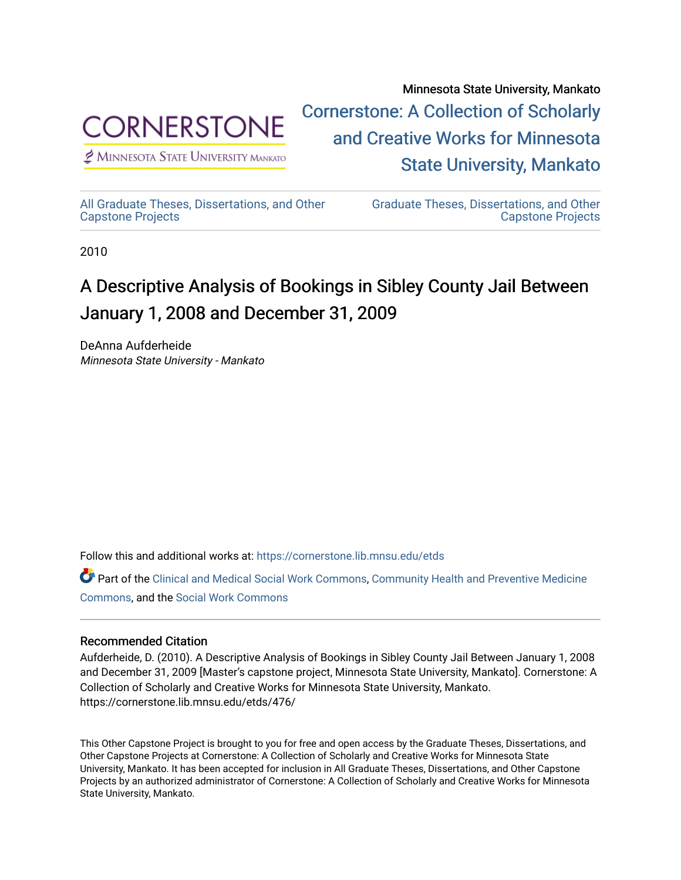Minnesota State University, Mankato

Cornerstone: A Collection of Scholarly and Creative Works for Minnesota State University, Mankato

All Graduate Theses, Dissertations, and Other Capstone Projects

Graduate Theses, Dissertations, and Other Capstone Projects

2010

# A Descriptive Analysis of Bookings in Sibley County Jail Between January 1, 2008 and December 31, 2009

DeAnna Aufderheide
*Minnesota State University - Mankato*

Follow this and additional works at: https://cornerstone.lib.mnsu.edu/etds

Part of the Clinical and Medical Social Work Commons, Community Health and Preventive Medicine Commons, and the Social Work Commons

### Recommended Citation

Aufderheide, D. (2010). A Descriptive Analysis of Bookings in Sibley County Jail Between January 1, 2008 and December 31, 2009 [Master's capstone project, Minnesota State University, Mankato]. Cornerstone: A Collection of Scholarly and Creative Works for Minnesota State University, Mankato. https://cornerstone.lib.mnsu.edu/etds/476/

This Other Capstone Project is brought to you for free and open access by the Graduate Theses, Dissertations, and Other Capstone Projects at Cornerstone: A Collection of Scholarly and Creative Works for Minnesota State University, Mankato. It has been accepted for inclusion in All Graduate Theses, Dissertations, and Other Capstone Projects by an authorized administrator of Cornerstone: A Collection of Scholarly and Creative Works for Minnesota State University, Mankato.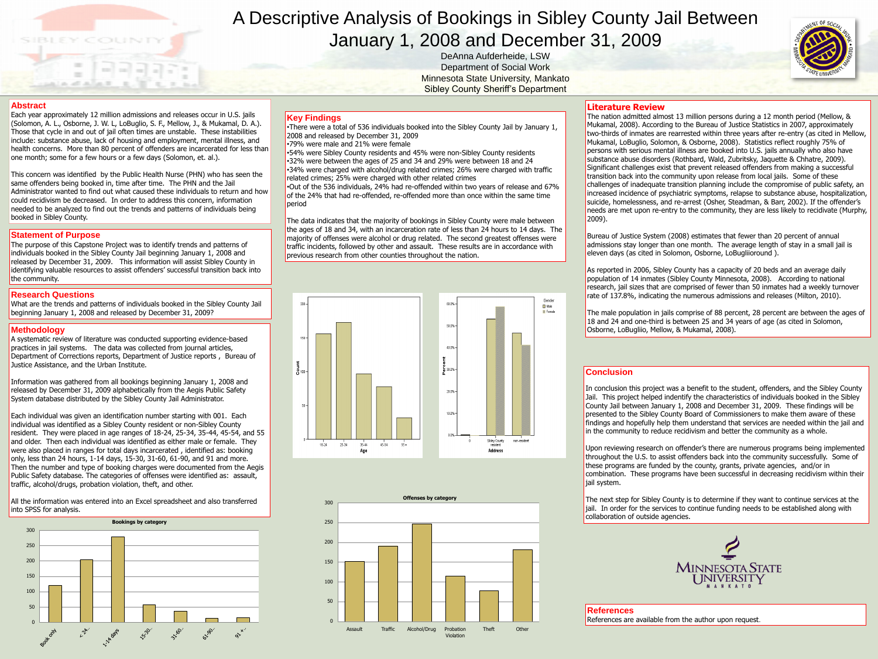# A Descriptive Analysis of Bookings in Sibley County Jail Between January 1, 2008 and December 31, 2009

DeAnna Aufderheide, LSW
Department of Social Work
Minnesota State University, Mankato
Sibley County Sheriff's Department

## Abstract

Each year approximately 12 million admissions and releases occur in U.S. jails (Solomon, A. L., Osborne, J. W. L, LoBuglio, S. F., Mellow, J., & Mukamal, D. A.). Those that cycle in and out of jail often times are unstable. These instabilities include: substance abuse, lack of housing and employment, mental illness, and health concerns. More than 80 percent of offenders are incarcerated for less than one month; some for a few hours or a few days (Solomon, et. al.).

This concern was identified by the Public Health Nurse (PHN) who has seen the same offenders being booked in, time after time. The PHN and the Jail Administrator wanted to find out what caused these individuals to return and how could recidivism be decreased. In order to address this concern, information needed to be analyzed to find out the trends and patterns of individuals being booked in Sibley County.

## Statement of Purpose

The purpose of this Capstone Project was to identify trends and patterns of individuals booked in the Sibley County Jail beginning January 1, 2008 and released by December 31, 2009. This information will assist Sibley County in identifying valuable resources to assist offenders' successful transition back into the community.

## Research Questions

What are the trends and patterns of individuals booked in the Sibley County Jail beginning January 1, 2008 and released by December 31, 2009?

## Methodology

A systematic review of literature was conducted supporting evidence-based practices in jail systems. The data was collected from journal articles, Department of Corrections reports, Department of Justice reports , Bureau of Justice Assistance, and the Urban Institute.

Information was gathered from all bookings beginning January 1, 2008 and released by December 31, 2009 alphabetically from the Aegis Public Safety System database distributed by the Sibley County Jail Administrator.

Each individual was given an identification number starting with 001. Each individual was identified as a Sibley County resident or non-Sibley County resident. They were placed in age ranges of 18-24, 25-34, 35-44, 45-54, and 55 and older. Then each individual was identified as either male or female. They were also placed in ranges for total days incarcerated , identified as: booking only, less than 24 hours, 1-14 days, 15-30, 31-60, 61-90, and 91 and more. Then the number and type of booking charges were documented from the Aegis Public Safety database. The categories of offenses were identified as: assault, traffic, alcohol/drugs, probation violation, theft, and other.

All the information was entered into an Excel spreadsheet and also transferred into SPSS for analysis.

**Bookings by category**

300
250
200
150
100
50
0

Book only
< 24..
1-14 days
15-30..
31-60..
61-90..
91 +..

## Key Findings

- There were a total of 536 individuals booked into the Sibley County Jail by January 1, 2008 and released by December 31, 2009
- 79% were male and 21% were female
- 54% were Sibley County residents and 45% were non-Sibley County residents
- 32% were between the ages of 25 and 34 and 29% were between 18 and 24
- 34% were charged with alcohol/drug related crimes; 26% were charged with traffic related crimes; 25% were charged with other related crimes
- Out of the 536 individuals, 24% had re-offended within two years of release and 67% of the 24% that had re-offended, re-offended more than once within the same time period

The data indicates that the majority of bookings in Sibley County were male between the ages of 18 and 34, with an incarceration rate of less than 24 hours to 14 days. The majority of offenses were alcohol or drug related. The second greatest offenses were traffic incidents, followed by other and assault. These results are in accordance with previous research from other counties throughout the nation.

Count
200
150
100
50
0
18-24
25-34
35-44
45-54
55+
Age

Gender
Male
Female
Percent
60.0%
50.0%
40.0%
30.0%
20.0%
10.0%
0.0%
0
Sibley County resident
non-resident
Address

**Offenses by category**

300
250
200
150
100
50
0

Assault
Traffic
Alcohol/Drug
Probation Violation
Theft
Other

## Literature Review

The nation admitted almost 13 million persons during a 12 month period (Mellow, & Mukamal, 2008). According to the Bureau of Justice Statistics in 2007, approximately two-thirds of inmates are rearrested within three years after re-entry (as cited in Mellow, Mukamal, LoBuglio, Solomon, & Osborne, 2008). Statistics reflect roughly 75% of persons with serious mental illness are booked into U.S. jails annually who also have substance abuse disorders (Rothbard, Wald, Zubritsky, Jaquette & Chhatre, 2009). Significant challenges exist that prevent released offenders from making a successful transition back into the community upon release from local jails. Some of these challenges of inadequate transition planning include the compromise of public safety, an increased incidence of psychiatric symptoms, relapse to substance abuse, hospitalization, suicide, homelessness, and re-arrest (Osher, Steadman, & Barr, 2002). If the offender's needs are met upon re-entry to the community, they are less likely to recidivate (Murphy, 2009).

Bureau of Justice System (2008) estimates that fewer than 20 percent of annual admissions stay longer than one month. The average length of stay in a small jail is eleven days (as cited in Solomon, Osborne, LoBugliioround ).

As reported in 2006, Sibley County has a capacity of 20 beds and an average daily population of 14 inmates (Sibley County Minnesota, 2008). According to national research, jail sizes that are comprised of fewer than 50 inmates had a weekly turnover rate of 137.8%, indicating the numerous admissions and releases (Milton, 2010).

The male population in jails comprise of 88 percent, 28 percent are between the ages of 18 and 24 and one-third is between 25 and 34 years of age (as cited in Solomon, Osborne, LoBugliio, Mellow, & Mukamal, 2008).

## Conclusion

In conclusion this project was a benefit to the student, offenders, and the Sibley County Jail. This project helped indentify the characteristics of individuals booked in the Sibley County Jail between January 1, 2008 and December 31, 2009. These findings will be presented to the Sibley County Board of Commissioners to make them aware of these findings and hopefully help them understand that services are needed within the jail and in the community to reduce recidivism and better the community as a whole.

Upon reviewing research on offender's there are numerous programs being implemented throughout the U.S. to assist offenders back into the community successfully. Some of these programs are funded by the county, grants, private agencies, and/or in combination. These programs have been successful in decreasing recidivism within their jail system.

The next step for Sibley County is to determine if they want to continue services at the jail. In order for the services to continue funding needs to be established along with collaboration of outside agencies.

## References

References are available from the author upon request.